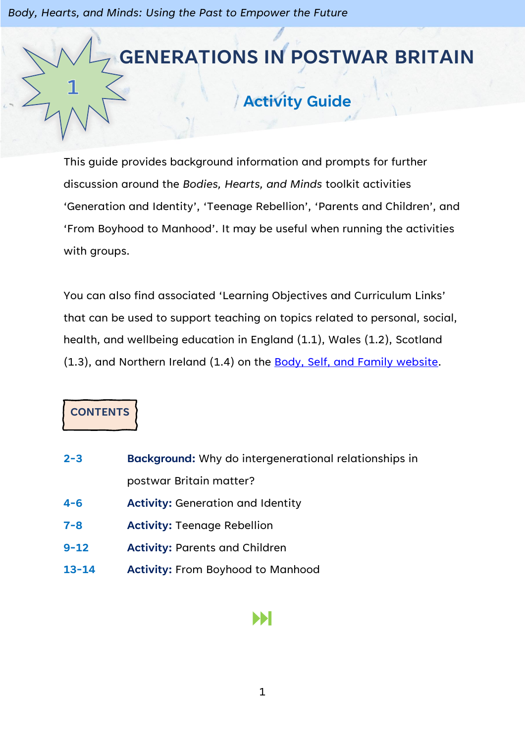# 1 GENERATIONS IN POSTWAR BRITAIN

## Activity Guide

This guide provides background information and prompts for further discussion around the *Bodies, Hearts, and Minds* toolkit activities 'Generation and Identity', 'Teenage Rebellion', 'Parents and Children', and 'From Boyhood to Manhood'. It may be useful when running the activities with groups.

You can also find associated 'Learning Objectives and Curriculum Links' that can be used to support teaching on topics related to personal, social, health, and wellbeing education in England (1.1), Wales (1.2), Scotland (1.3), and Northern Ireland (1.4) on the [Body, Self, and Family website](Body, Self, and Family website).

### CONTENTS

| | |
|---|---|
| **2-3** | **Background:** Why do intergenerational relationships in postwar Britain matter? |
| **4-6** | **Activity:** Generation and Identity |
| **7-8** | **Activity:** Teenage Rebellion |
| **9-12** | **Activity:** Parents and Children |
| **13-14** | **Activity:** From Boyhood to Manhood |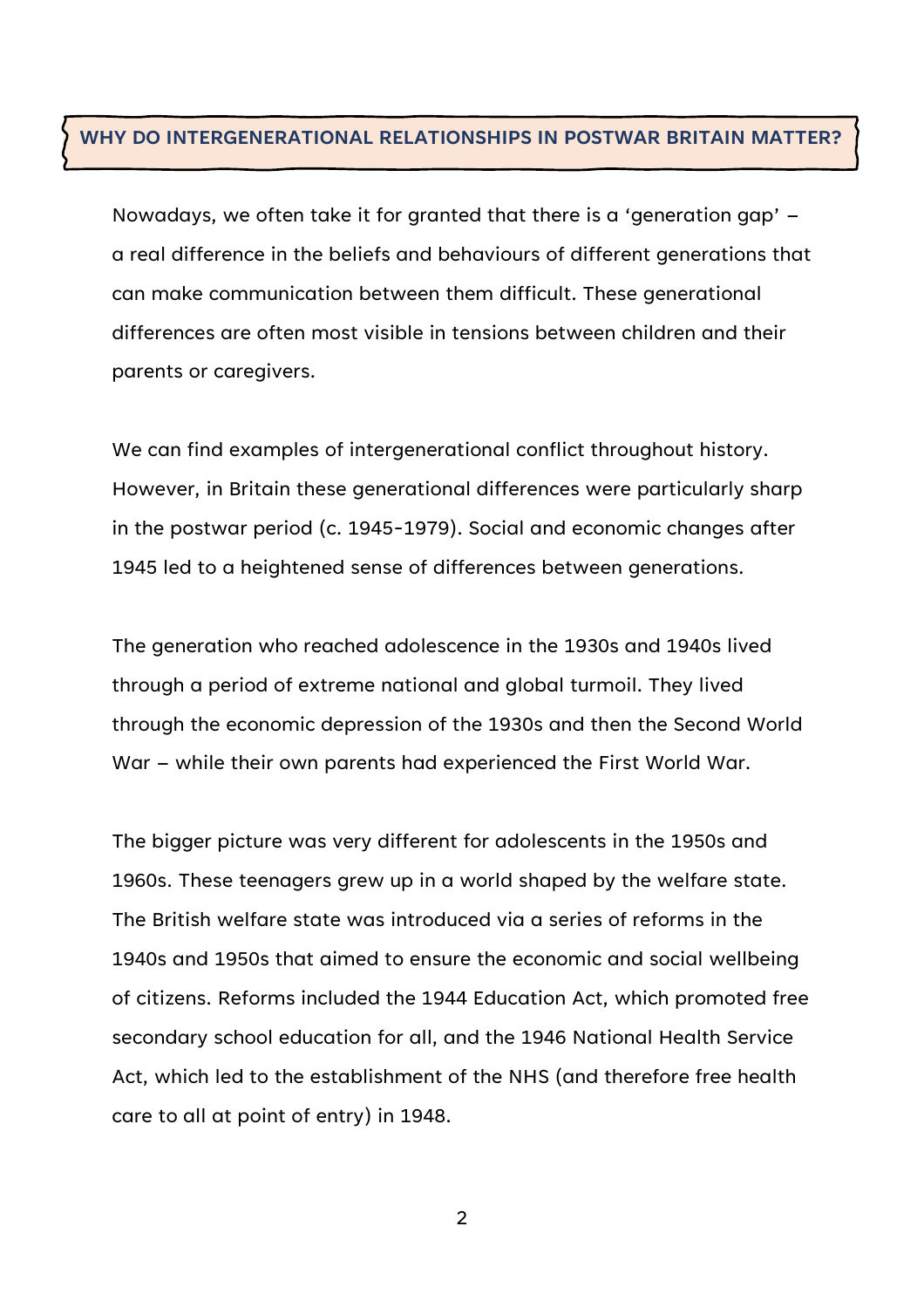## WHY DO INTERGENERATIONAL RELATIONSHIPS IN POSTWAR BRITAIN MATTER?

Nowadays, we often take it for granted that there is a 'generation gap' – a real difference in the beliefs and behaviours of different generations that can make communication between them difficult. These generational differences are often most visible in tensions between children and their parents or caregivers.

We can find examples of intergenerational conflict throughout history. However, in Britain these generational differences were particularly sharp in the postwar period (c. 1945-1979). Social and economic changes after 1945 led to a heightened sense of differences between generations.

The generation who reached adolescence in the 1930s and 1940s lived through a period of extreme national and global turmoil. They lived through the economic depression of the 1930s and then the Second World War – while their own parents had experienced the First World War.

The bigger picture was very different for adolescents in the 1950s and 1960s. These teenagers grew up in a world shaped by the welfare state. The British welfare state was introduced via a series of reforms in the 1940s and 1950s that aimed to ensure the economic and social wellbeing of citizens. Reforms included the 1944 Education Act, which promoted free secondary school education for all, and the 1946 National Health Service Act, which led to the establishment of the NHS (and therefore free health care to all at point of entry) in 1948.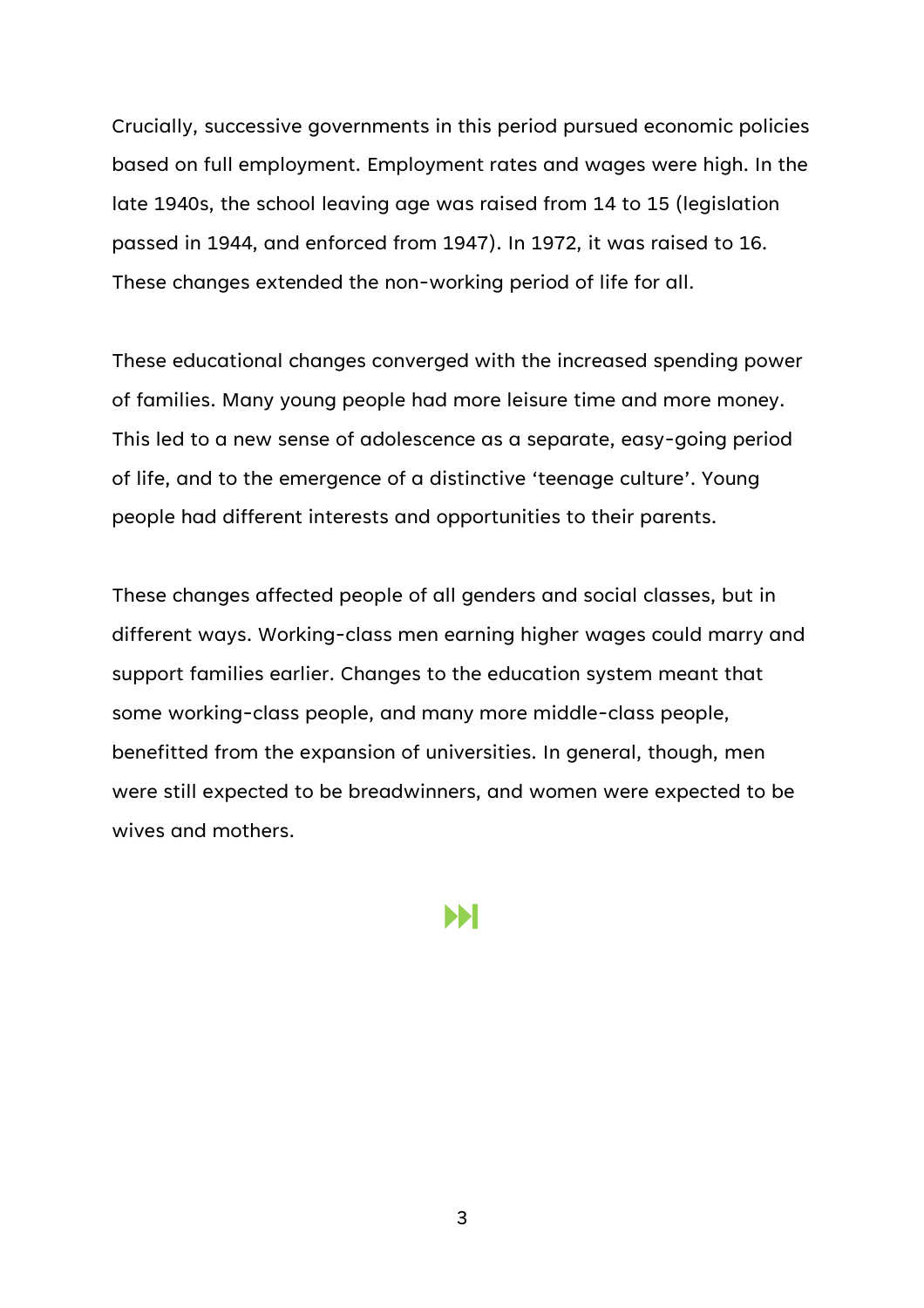Crucially, successive governments in this period pursued economic policies based on full employment. Employment rates and wages were high. In the late 1940s, the school leaving age was raised from 14 to 15 (legislation passed in 1944, and enforced from 1947). In 1972, it was raised to 16. These changes extended the non-working period of life for all.

These educational changes converged with the increased spending power of families. Many young people had more leisure time and more money. This led to a new sense of adolescence as a separate, easy-going period of life, and to the emergence of a distinctive 'teenage culture'. Young people had different interests and opportunities to their parents.

These changes affected people of all genders and social classes, but in different ways. Working-class men earning higher wages could marry and support families earlier. Changes to the education system meant that some working-class people, and many more middle-class people, benefitted from the expansion of universities. In general, though, men were still expected to be breadwinners, and women were expected to be wives and mothers.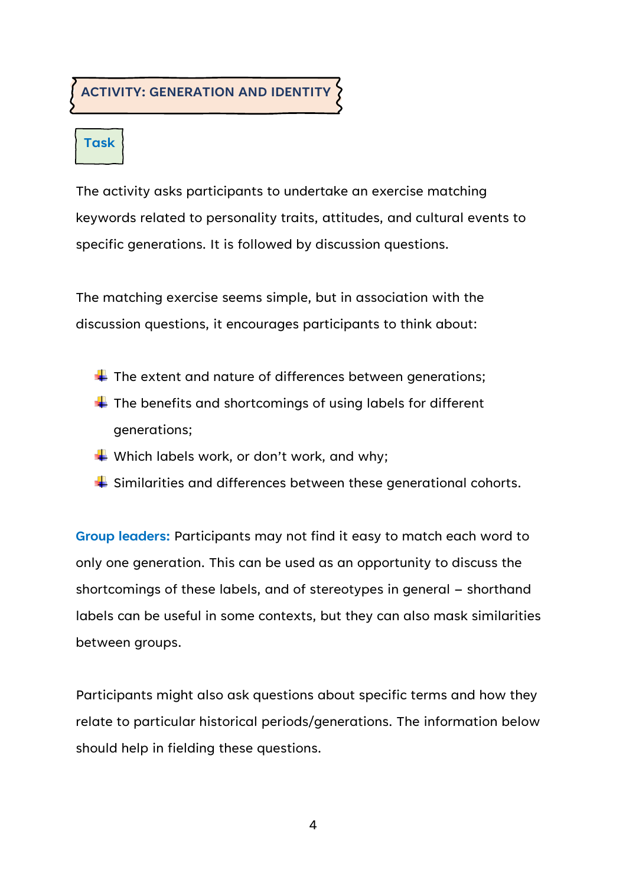## ACTIVITY: GENERATION AND IDENTITY

### Task

The activity asks participants to undertake an exercise matching keywords related to personality traits, attitudes, and cultural events to specific generations. It is followed by discussion questions.

The matching exercise seems simple, but in association with the discussion questions, it encourages participants to think about:

- The extent and nature of differences between generations;
- The benefits and shortcomings of using labels for different generations;
- Which labels work, or don't work, and why;
- Similarities and differences between these generational cohorts.

**Group leaders:** Participants may not find it easy to match each word to only one generation. This can be used as an opportunity to discuss the shortcomings of these labels, and of stereotypes in general – shorthand labels can be useful in some contexts, but they can also mask similarities between groups.

Participants might also ask questions about specific terms and how they relate to particular historical periods/generations. The information below should help in fielding these questions.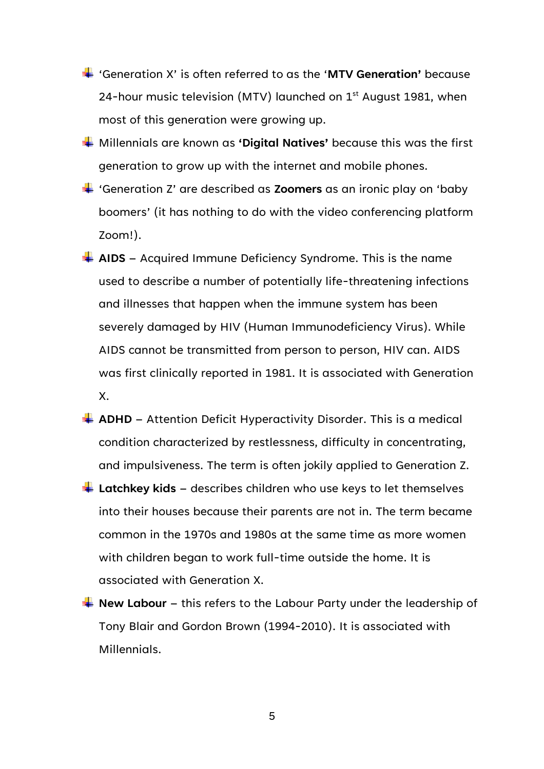- 'Generation X' is often referred to as the '**MTV Generation'** because 24-hour music television (MTV) launched on 1st August 1981, when most of this generation were growing up.
- Millennials are known as **'Digital Natives'** because this was the first generation to grow up with the internet and mobile phones.
- 'Generation Z' are described as **Zoomers** as an ironic play on 'baby boomers' (it has nothing to do with the video conferencing platform Zoom!).
- **AIDS** – Acquired Immune Deficiency Syndrome. This is the name used to describe a number of potentially life-threatening infections and illnesses that happen when the immune system has been severely damaged by HIV (Human Immunodeficiency Virus). While AIDS cannot be transmitted from person to person, HIV can. AIDS was first clinically reported in 1981. It is associated with Generation X.
- **ADHD** – Attention Deficit Hyperactivity Disorder. This is a medical condition characterized by restlessness, difficulty in concentrating, and impulsiveness. The term is often jokily applied to Generation Z.
- **Latchkey kids** – describes children who use keys to let themselves into their houses because their parents are not in. The term became common in the 1970s and 1980s at the same time as more women with children began to work full-time outside the home. It is associated with Generation X.
- **New Labour** – this refers to the Labour Party under the leadership of Tony Blair and Gordon Brown (1994-2010). It is associated with Millennials.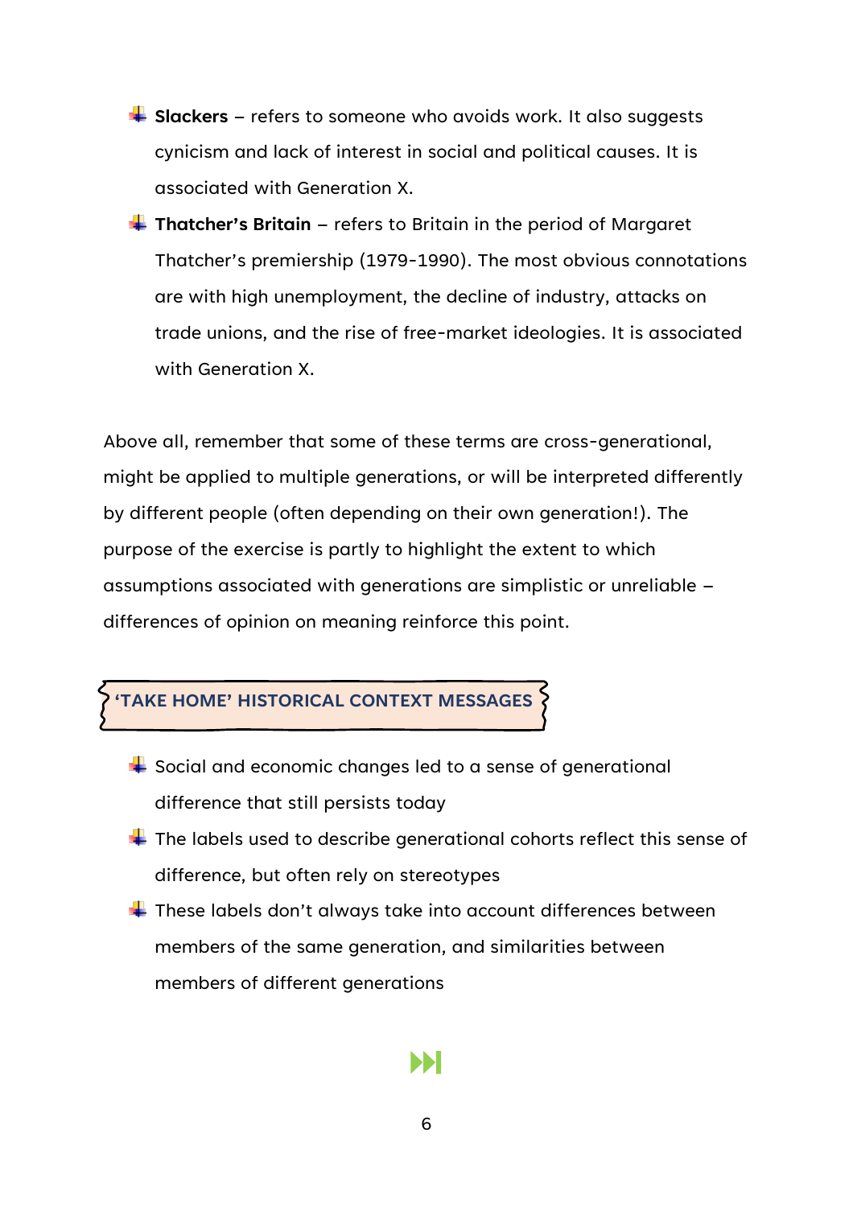- **Slackers** – refers to someone who avoids work. It also suggests cynicism and lack of interest in social and political causes. It is associated with Generation X.
- **Thatcher's Britain** – refers to Britain in the period of Margaret Thatcher's premiership (1979-1990). The most obvious connotations are with high unemployment, the decline of industry, attacks on trade unions, and the rise of free-market ideologies. It is associated with Generation X.

Above all, remember that some of these terms are cross-generational, might be applied to multiple generations, or will be interpreted differently by different people (often depending on their own generation!). The purpose of the exercise is partly to highlight the extent to which assumptions associated with generations are simplistic or unreliable – differences of opinion on meaning reinforce this point.

## 'TAKE HOME' HISTORICAL CONTEXT MESSAGES

- Social and economic changes led to a sense of generational difference that still persists today
- The labels used to describe generational cohorts reflect this sense of difference, but often rely on stereotypes
- These labels don't always take into account differences between members of the same generation, and similarities between members of different generations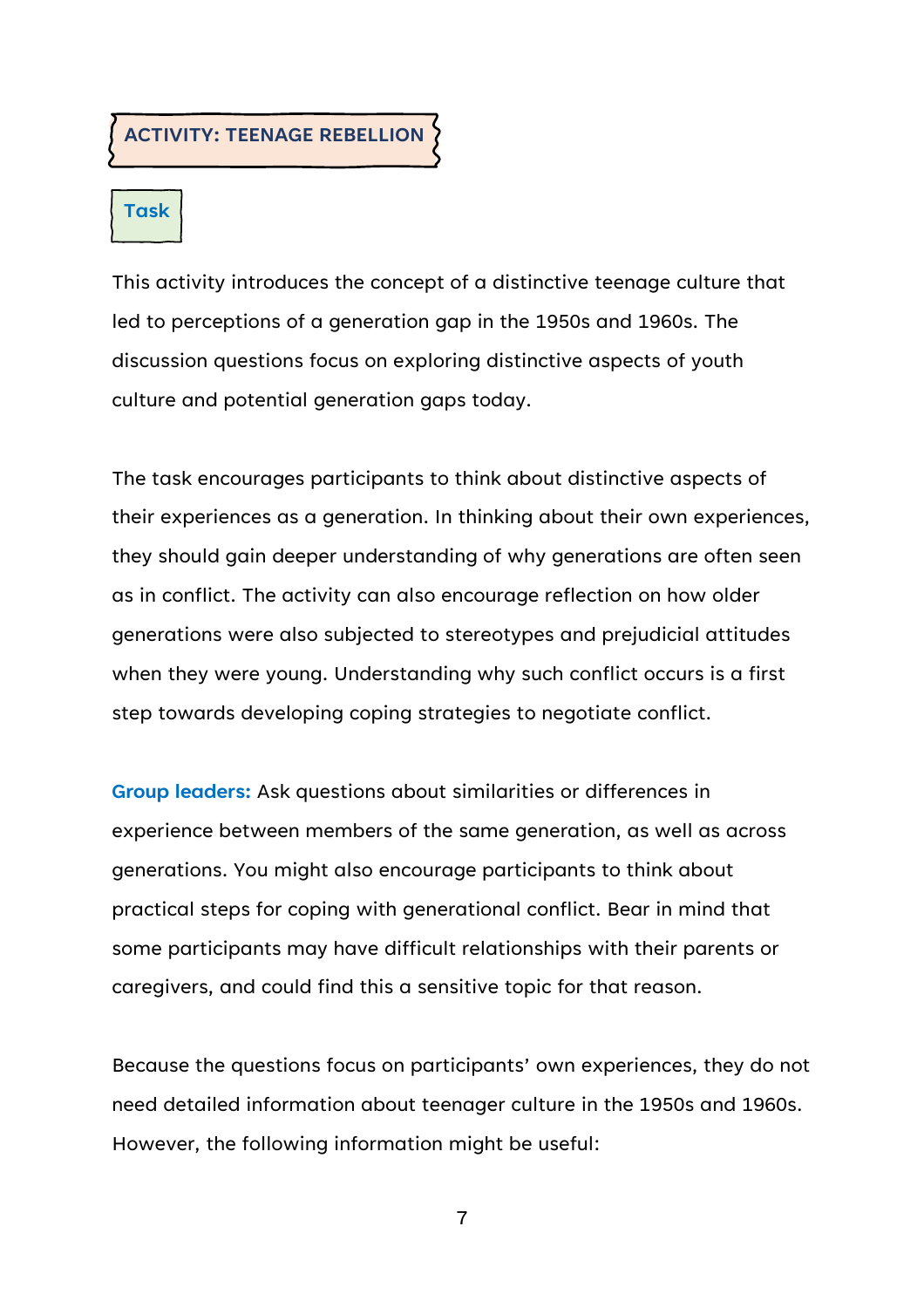## ACTIVITY: TEENAGE REBELLION

### Task

This activity introduces the concept of a distinctive teenage culture that led to perceptions of a generation gap in the 1950s and 1960s. The discussion questions focus on exploring distinctive aspects of youth culture and potential generation gaps today.

The task encourages participants to think about distinctive aspects of their experiences as a generation. In thinking about their own experiences, they should gain deeper understanding of why generations are often seen as in conflict. The activity can also encourage reflection on how older generations were also subjected to stereotypes and prejudicial attitudes when they were young. Understanding why such conflict occurs is a first step towards developing coping strategies to negotiate conflict.

**Group leaders:** Ask questions about similarities or differences in experience between members of the same generation, as well as across generations. You might also encourage participants to think about practical steps for coping with generational conflict. Bear in mind that some participants may have difficult relationships with their parents or caregivers, and could find this a sensitive topic for that reason.

Because the questions focus on participants' own experiences, they do not need detailed information about teenager culture in the 1950s and 1960s. However, the following information might be useful: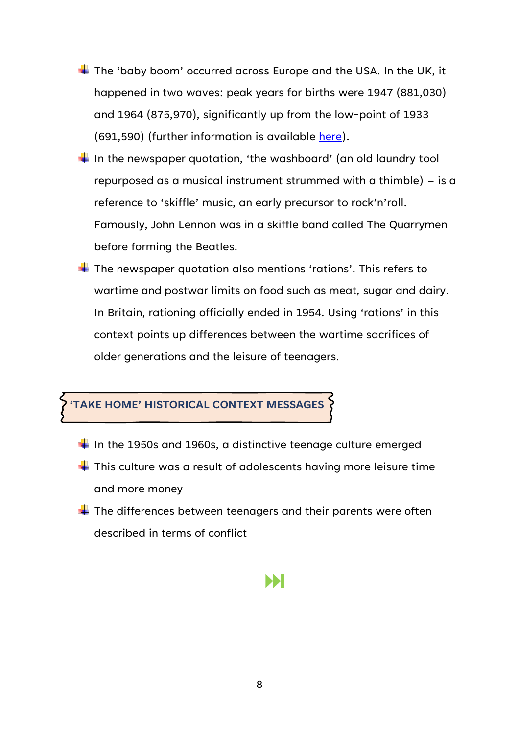- The 'baby boom' occurred across Europe and the USA. In the UK, it happened in two waves: peak years for births were 1947 (881,030) and 1964 (875,970), significantly up from the low-point of 1933 (691,590) (further information is available here).
- In the newspaper quotation, 'the washboard' (an old laundry tool repurposed as a musical instrument strummed with a thimble) – is a reference to 'skiffle' music, an early precursor to rock'n'roll. Famously, John Lennon was in a skiffle band called The Quarrymen before forming the Beatles.
- The newspaper quotation also mentions 'rations'. This refers to wartime and postwar limits on food such as meat, sugar and dairy. In Britain, rationing officially ended in 1954. Using 'rations' in this context points up differences between the wartime sacrifices of older generations and the leisure of teenagers.

## 'TAKE HOME' HISTORICAL CONTEXT MESSAGES

- In the 1950s and 1960s, a distinctive teenage culture emerged
- This culture was a result of adolescents having more leisure time and more money
- The differences between teenagers and their parents were often described in terms of conflict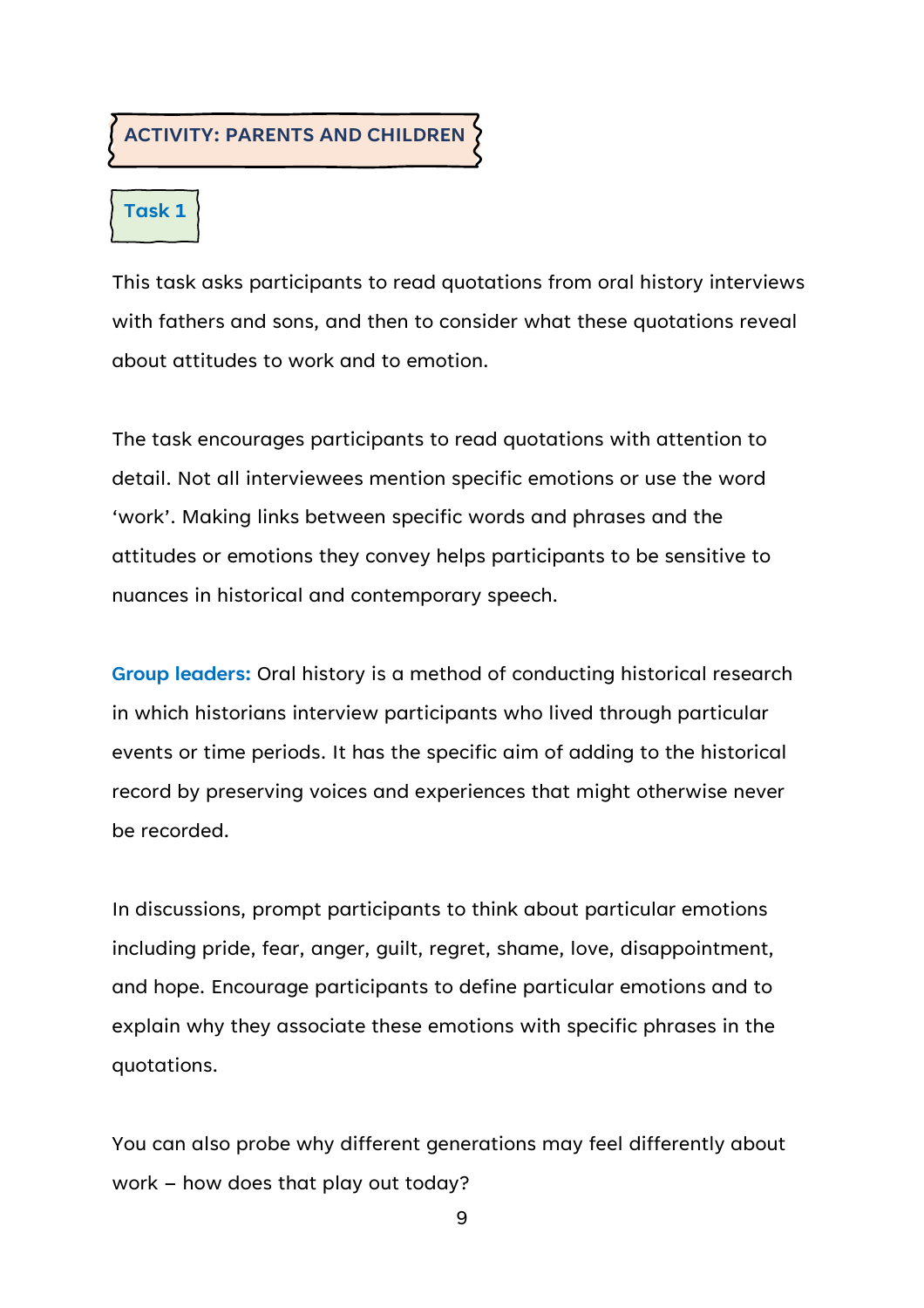## ACTIVITY: PARENTS AND CHILDREN

### Task 1

This task asks participants to read quotations from oral history interviews with fathers and sons, and then to consider what these quotations reveal about attitudes to work and to emotion.

The task encourages participants to read quotations with attention to detail. Not all interviewees mention specific emotions or use the word 'work'. Making links between specific words and phrases and the attitudes or emotions they convey helps participants to be sensitive to nuances in historical and contemporary speech.

**Group leaders:** Oral history is a method of conducting historical research in which historians interview participants who lived through particular events or time periods. It has the specific aim of adding to the historical record by preserving voices and experiences that might otherwise never be recorded.

In discussions, prompt participants to think about particular emotions including pride, fear, anger, guilt, regret, shame, love, disappointment, and hope. Encourage participants to define particular emotions and to explain why they associate these emotions with specific phrases in the quotations.

You can also probe why different generations may feel differently about work – how does that play out today?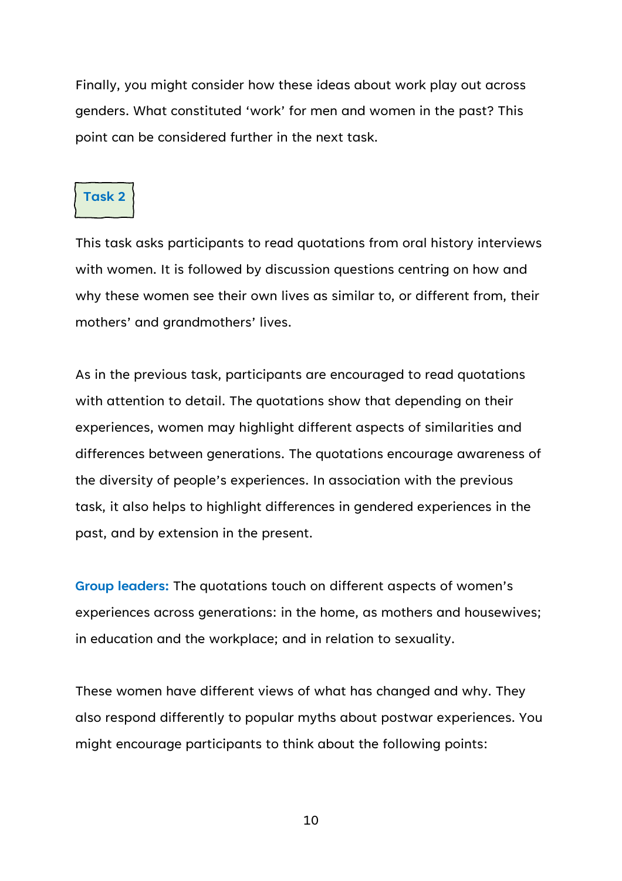Finally, you might consider how these ideas about work play out across genders. What constituted ‘work’ for men and women in the past? This point can be considered further in the next task.

## Task 2

This task asks participants to read quotations from oral history interviews with women. It is followed by discussion questions centring on how and why these women see their own lives as similar to, or different from, their mothers’ and grandmothers’ lives.

As in the previous task, participants are encouraged to read quotations with attention to detail. The quotations show that depending on their experiences, women may highlight different aspects of similarities and differences between generations. The quotations encourage awareness of the diversity of people’s experiences. In association with the previous task, it also helps to highlight differences in gendered experiences in the past, and by extension in the present.

**Group leaders:** The quotations touch on different aspects of women’s experiences across generations: in the home, as mothers and housewives; in education and the workplace; and in relation to sexuality.

These women have different views of what has changed and why. They also respond differently to popular myths about postwar experiences. You might encourage participants to think about the following points: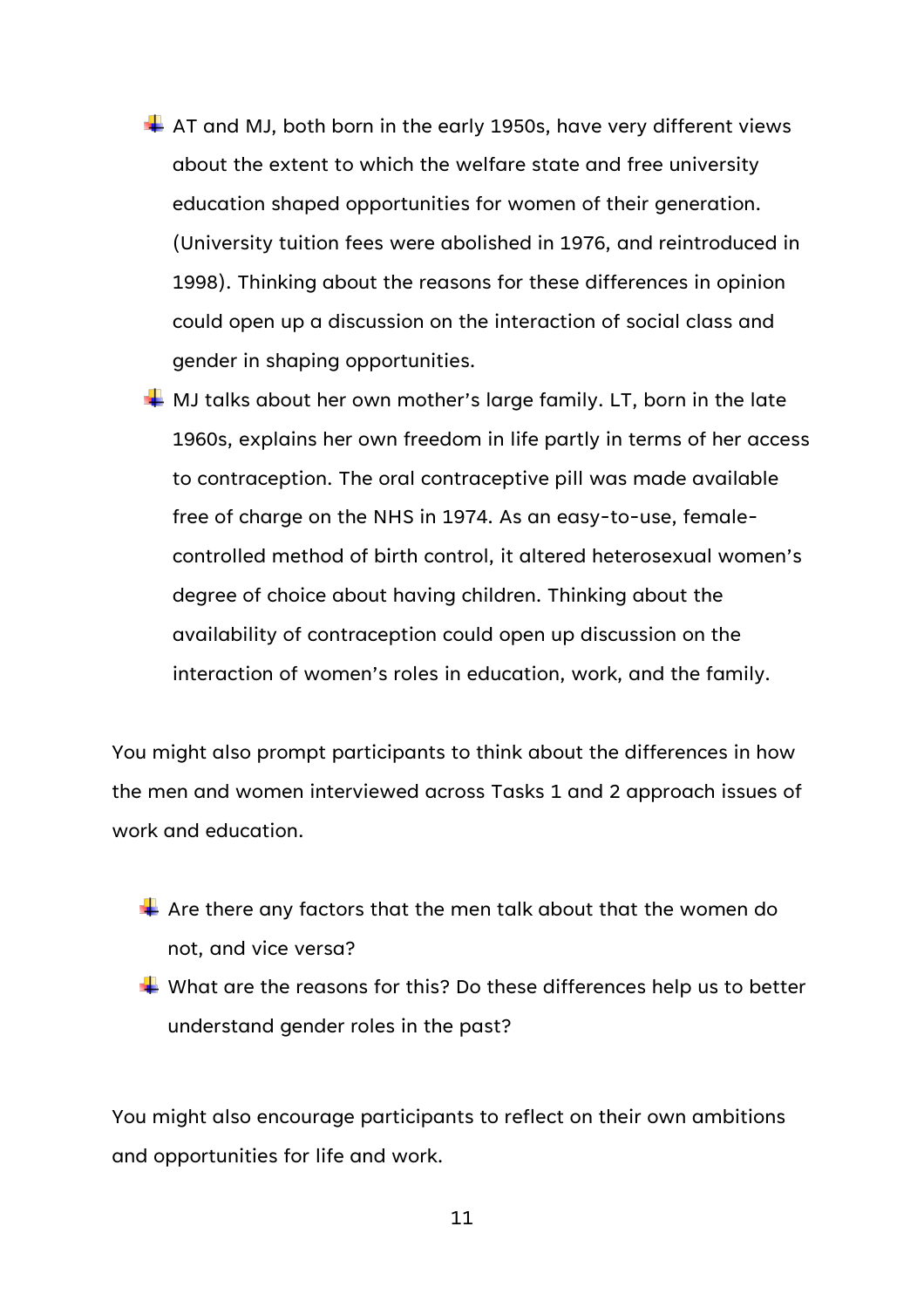- AT and MJ, both born in the early 1950s, have very different views about the extent to which the welfare state and free university education shaped opportunities for women of their generation. (University tuition fees were abolished in 1976, and reintroduced in 1998). Thinking about the reasons for these differences in opinion could open up a discussion on the interaction of social class and gender in shaping opportunities.
- MJ talks about her own mother's large family. LT, born in the late 1960s, explains her own freedom in life partly in terms of her access to contraception. The oral contraceptive pill was made available free of charge on the NHS in 1974. As an easy-to-use, female-controlled method of birth control, it altered heterosexual women's degree of choice about having children. Thinking about the availability of contraception could open up discussion on the interaction of women's roles in education, work, and the family.

You might also prompt participants to think about the differences in how the men and women interviewed across Tasks 1 and 2 approach issues of work and education.

- Are there any factors that the men talk about that the women do not, and vice versa?
- What are the reasons for this? Do these differences help us to better understand gender roles in the past?

You might also encourage participants to reflect on their own ambitions and opportunities for life and work.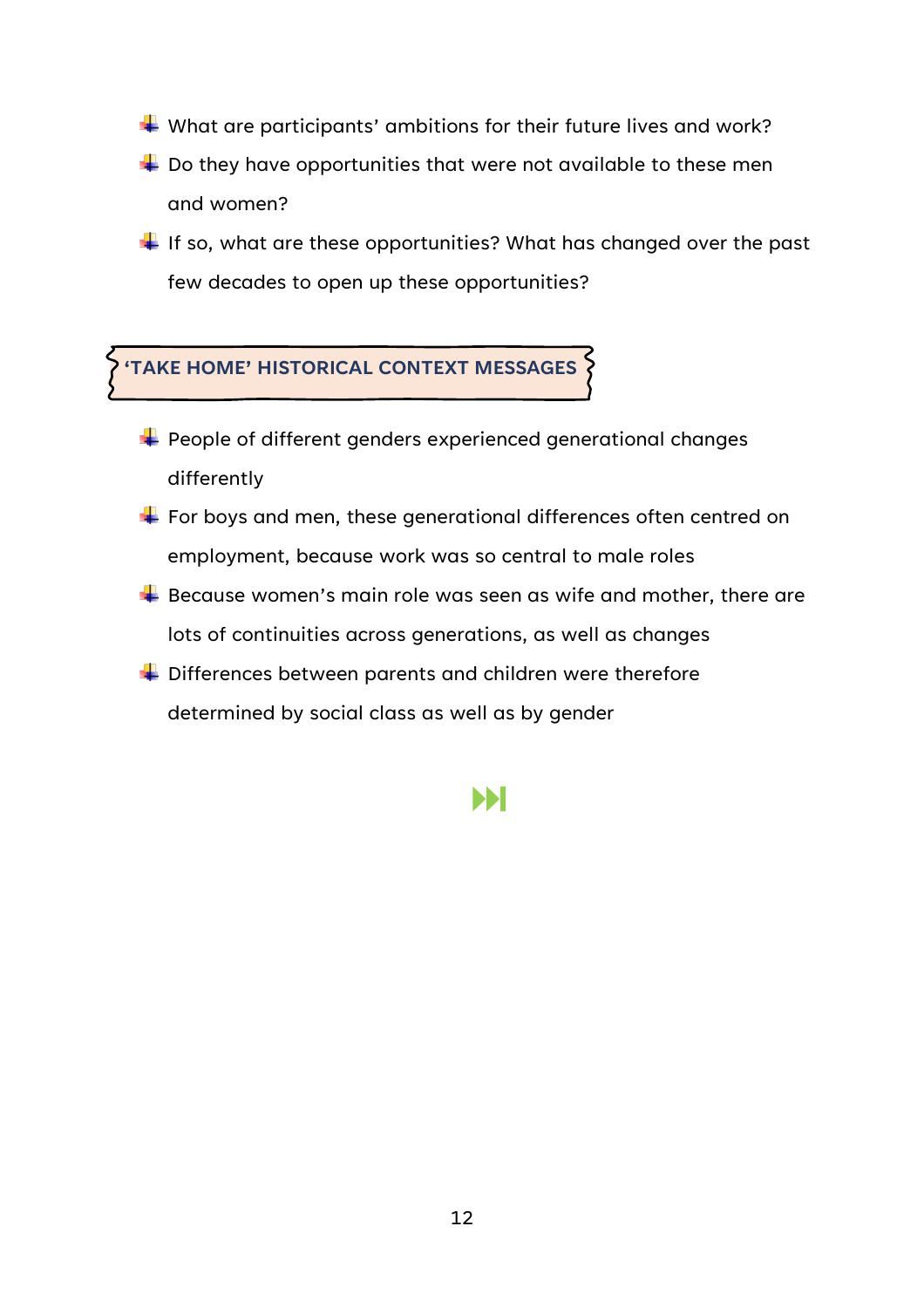- What are participants' ambitions for their future lives and work?
- Do they have opportunities that were not available to these men and women?
- If so, what are these opportunities? What has changed over the past few decades to open up these opportunities?

## 'TAKE HOME' HISTORICAL CONTEXT MESSAGES

- People of different genders experienced generational changes differently
- For boys and men, these generational differences often centred on employment, because work was so central to male roles
- Because women's main role was seen as wife and mother, there are lots of continuities across generations, as well as changes
- Differences between parents and children were therefore determined by social class as well as by gender

⏭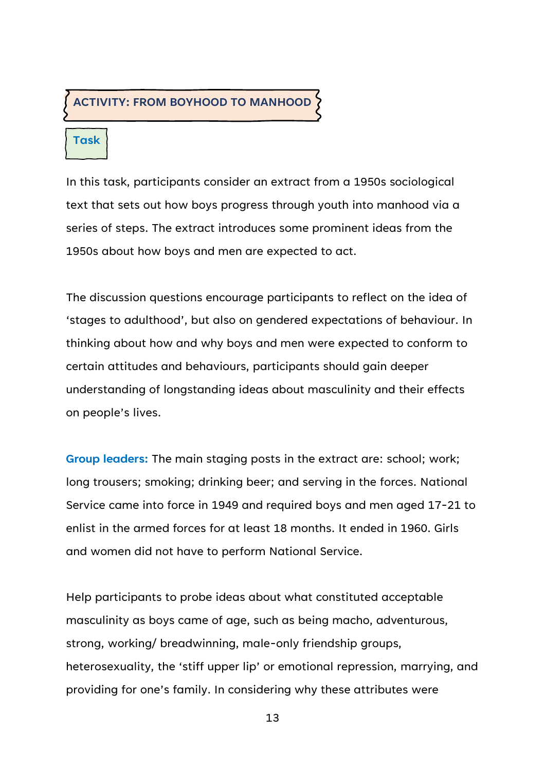## ACTIVITY: FROM BOYHOOD TO MANHOOD

### Task

In this task, participants consider an extract from a 1950s sociological text that sets out how boys progress through youth into manhood via a series of steps. The extract introduces some prominent ideas from the 1950s about how boys and men are expected to act.

The discussion questions encourage participants to reflect on the idea of 'stages to adulthood', but also on gendered expectations of behaviour. In thinking about how and why boys and men were expected to conform to certain attitudes and behaviours, participants should gain deeper understanding of longstanding ideas about masculinity and their effects on people's lives.

**Group leaders:** The main staging posts in the extract are: school; work; long trousers; smoking; drinking beer; and serving in the forces. National Service came into force in 1949 and required boys and men aged 17-21 to enlist in the armed forces for at least 18 months. It ended in 1960. Girls and women did not have to perform National Service.

Help participants to probe ideas about what constituted acceptable masculinity as boys came of age, such as being macho, adventurous, strong, working/ breadwinning, male-only friendship groups, heterosexuality, the 'stiff upper lip' or emotional repression, marrying, and providing for one's family. In considering why these attributes were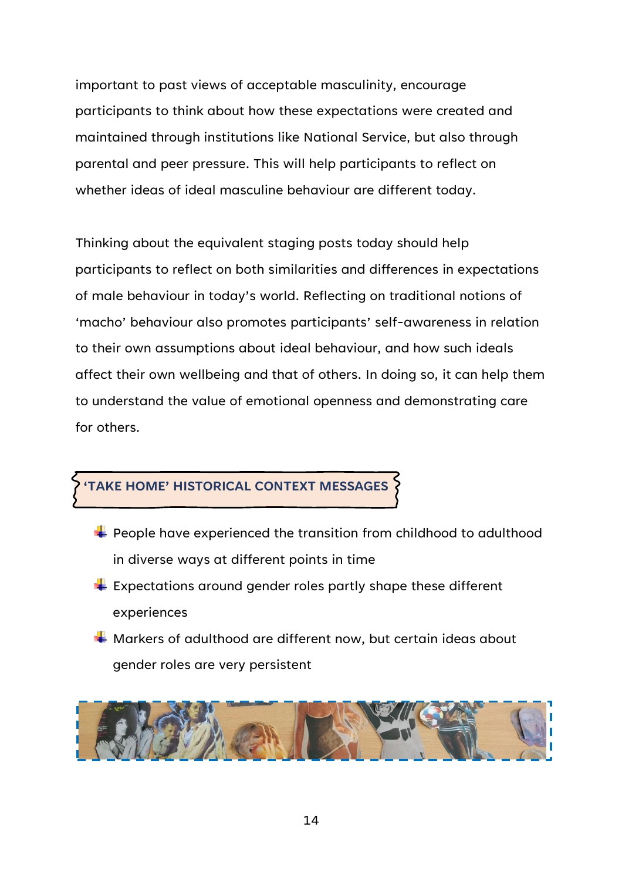important to past views of acceptable masculinity, encourage participants to think about how these expectations were created and maintained through institutions like National Service, but also through parental and peer pressure. This will help participants to reflect on whether ideas of ideal masculine behaviour are different today.

Thinking about the equivalent staging posts today should help participants to reflect on both similarities and differences in expectations of male behaviour in today's world. Reflecting on traditional notions of 'macho' behaviour also promotes participants' self-awareness in relation to their own assumptions about ideal behaviour, and how such ideals affect their own wellbeing and that of others. In doing so, it can help them to understand the value of emotional openness and demonstrating care for others.

## 'TAKE HOME' HISTORICAL CONTEXT MESSAGES

- People have experienced the transition from childhood to adulthood in diverse ways at different points in time
- Expectations around gender roles partly shape these different experiences
- Markers of adulthood are different now, but certain ideas about gender roles are very persistent